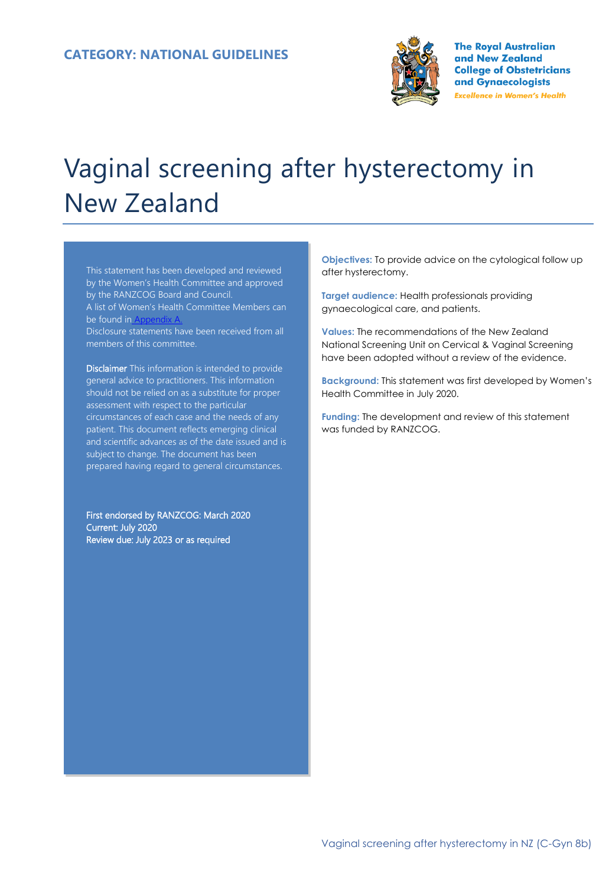**CATEGORY: NATIONAL GUIDELINES**

**The Royal Australian and New Zealand College of Obstetricians and Gynaecologists**
*Excellence in Women's Health*

# Vaginal screening after hysterectomy in New Zealand

This statement has been developed and reviewed by the Women's Health Committee and approved by the RANZCOG Board and Council.
A list of Women's Health Committee Members can be found in Appendix A.
Disclosure statements have been received from all members of this committee.

**Disclaimer** This information is intended to provide general advice to practitioners. This information should not be relied on as a substitute for proper assessment with respect to the particular circumstances of each case and the needs of any patient. This document reflects emerging clinical and scientific advances as of the date issued and is subject to change. The document has been prepared having regard to general circumstances.

First endorsed by RANZCOG: March 2020
Current: July 2020
Review due: July 2023 or as required

**Objectives:** To provide advice on the cytological follow up after hysterectomy.

**Target audience:** Health professionals providing gynaecological care, and patients.

**Values:** The recommendations of the New Zealand National Screening Unit on Cervical & Vaginal Screening have been adopted without a review of the evidence.

**Background:** This statement was first developed by Women's Health Committee in July 2020.

**Funding:** The development and review of this statement was funded by RANZCOG.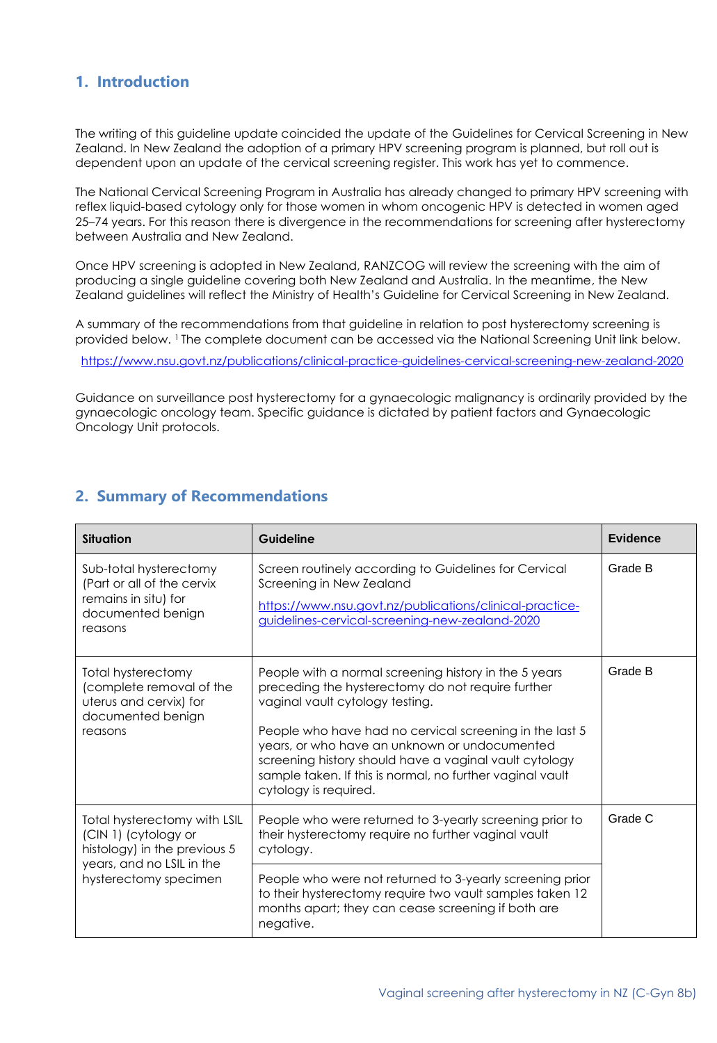## 1. Introduction

The writing of this guideline update coincided the update of the Guidelines for Cervical Screening in New Zealand. In New Zealand the adoption of a primary HPV screening program is planned, but roll out is dependent upon an update of the cervical screening register. This work has yet to commence.

The National Cervical Screening Program in Australia has already changed to primary HPV screening with reflex liquid-based cytology only for those women in whom oncogenic HPV is detected in women aged 25–74 years. For this reason there is divergence in the recommendations for screening after hysterectomy between Australia and New Zealand.

Once HPV screening is adopted in New Zealand, RANZCOG will review the screening with the aim of producing a single guideline covering both New Zealand and Australia. In the meantime, the New Zealand guidelines will reflect the Ministry of Health's Guideline for Cervical Screening in New Zealand.

A summary of the recommendations from that guideline in relation to post hysterectomy screening is provided below. [1] The complete document can be accessed via the National Screening Unit link below.

https://www.nsu.govt.nz/publications/clinical-practice-guidelines-cervical-screening-new-zealand-2020

Guidance on surveillance post hysterectomy for a gynaecologic malignancy is ordinarily provided by the gynaecologic oncology team. Specific guidance is dictated by patient factors and Gynaecologic Oncology Unit protocols.

## 2. Summary of Recommendations

| Situation | Guideline | Evidence |
|---|---|---|
| Sub-total hysterectomy (Part or all of the cervix remains in situ) for documented benign reasons | Screen routinely according to Guidelines for Cervical Screening in New Zealand https://www.nsu.govt.nz/publications/clinical-practice-guidelines-cervical-screening-new-zealand-2020 | Grade B |
| Total hysterectomy (complete removal of the uterus and cervix) for documented benign reasons | People with a normal screening history in the 5 years preceding the hysterectomy do not require further vaginal vault cytology testing.<br><br>People who have had no cervical screening in the last 5 years, or who have an unknown or undocumented screening history should have a vaginal vault cytology sample taken. If this is normal, no further vaginal vault cytology is required. | Grade B |
| Total hysterectomy with LSIL (CIN 1) (cytology or histology) in the previous 5 years, and no LSIL in the hysterectomy specimen | People who were returned to 3-yearly screening prior to their hysterectomy require no further vaginal vault cytology. | Grade C |
| | People who were not returned to 3-yearly screening prior to their hysterectomy require two vault samples taken 12 months apart; they can cease screening if both are negative. | |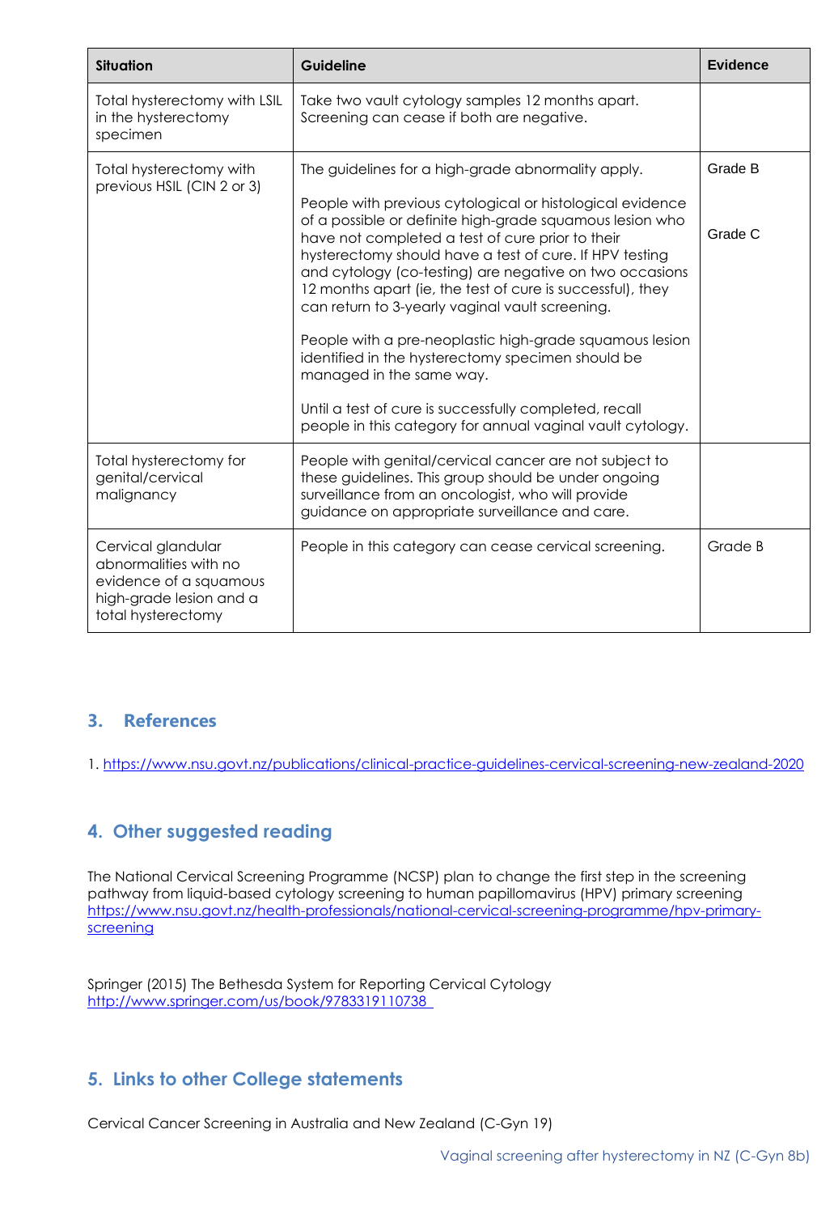| Situation | Guideline | Evidence |
|---|---|---|
| Total hysterectomy with LSIL in the hysterectomy specimen | Take two vault cytology samples 12 months apart. Screening can cease if both are negative. | |
| Total hysterectomy with previous HSIL (CIN 2 or 3) | The guidelines for a high-grade abnormality apply.<br><br>People with previous cytological or histological evidence of a possible or definite high-grade squamous lesion who have not completed a test of cure prior to their hysterectomy should have a test of cure. If HPV testing and cytology (co-testing) are negative on two occasions 12 months apart (ie, the test of cure is successful), they can return to 3-yearly vaginal vault screening.<br><br>People with a pre-neoplastic high-grade squamous lesion identified in the hysterectomy specimen should be managed in the same way.<br><br>Until a test of cure is successfully completed, recall people in this category for annual vaginal vault cytology. | Grade B<br><br>Grade C |
| Total hysterectomy for genital/cervical malignancy | People with genital/cervical cancer are not subject to these guidelines. This group should be under ongoing surveillance from an oncologist, who will provide guidance on appropriate surveillance and care. | |
| Cervical glandular abnormalities with no evidence of a squamous high-grade lesion and a total hysterectomy | People in this category can cease cervical screening. | Grade B |

## 3. References

1. https://www.nsu.govt.nz/publications/clinical-practice-guidelines-cervical-screening-new-zealand-2020

## 4. Other suggested reading

The National Cervical Screening Programme (NCSP) plan to change the first step in the screening pathway from liquid-based cytology screening to human papillomavirus (HPV) primary screening https://www.nsu.govt.nz/health-professionals/national-cervical-screening-programme/hpv-primary-screening

Springer (2015) The Bethesda System for Reporting Cervical Cytology http://www.springer.com/us/book/9783319110738

## 5. Links to other College statements

Cervical Cancer Screening in Australia and New Zealand (C-Gyn 19)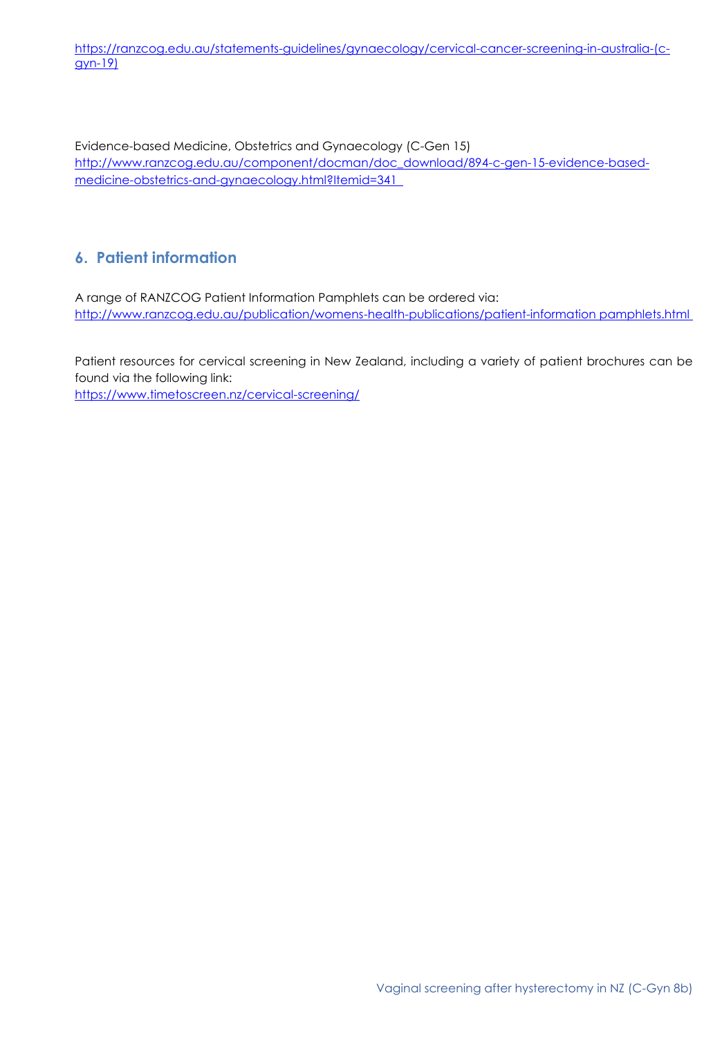https://ranzcog.edu.au/statements-guidelines/gynaecology/cervical-cancer-screening-in-australia-(c-gyn-19)

Evidence-based Medicine, Obstetrics and Gynaecology (C-Gen 15)
http://www.ranzcog.edu.au/component/docman/doc_download/894-c-gen-15-evidence-based-medicine-obstetrics-and-gynaecology.html?Itemid=341

## 6. Patient information

A range of RANZCOG Patient Information Pamphlets can be ordered via:
http://www.ranzcog.edu.au/publication/womens-health-publications/patient-information pamphlets.html

Patient resources for cervical screening in New Zealand, including a variety of patient brochures can be found via the following link:
https://www.timetoscreen.nz/cervical-screening/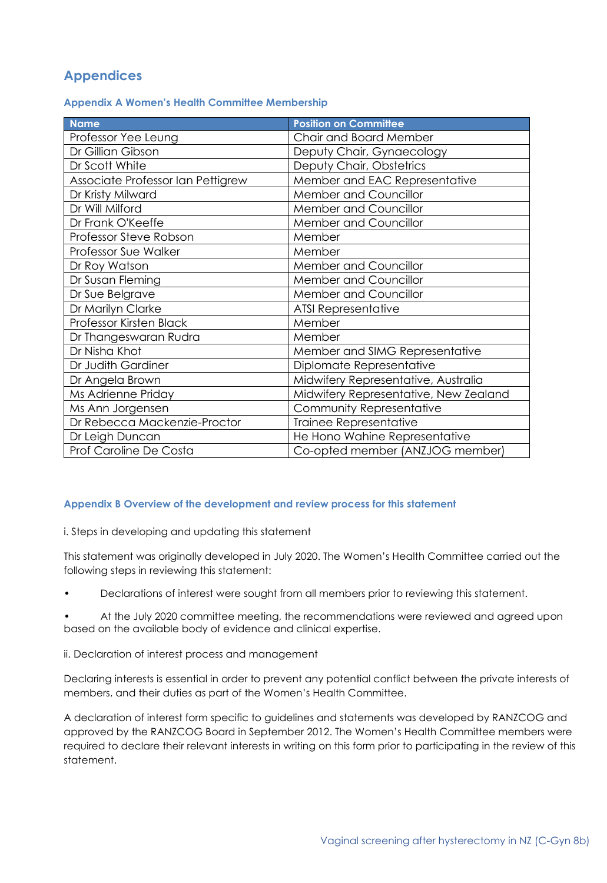## Appendices

### Appendix A Women's Health Committee Membership

| Name | Position on Committee |
|---|---|
| Professor Yee Leung | Chair and Board Member |
| Dr Gillian Gibson | Deputy Chair, Gynaecology |
| Dr Scott White | Deputy Chair, Obstetrics |
| Associate Professor Ian Pettigrew | Member and EAC Representative |
| Dr Kristy Milward | Member and Councillor |
| Dr Will Milford | Member and Councillor |
| Dr Frank O'Keeffe | Member and Councillor |
| Professor Steve Robson | Member |
| Professor Sue Walker | Member |
| Dr Roy Watson | Member and Councillor |
| Dr Susan Fleming | Member and Councillor |
| Dr Sue Belgrave | Member and Councillor |
| Dr Marilyn Clarke | ATSI Representative |
| Professor Kirsten Black | Member |
| Dr Thangeswaran Rudra | Member |
| Dr Nisha Khot | Member and SIMG Representative |
| Dr Judith Gardiner | Diplomate Representative |
| Dr Angela Brown | Midwifery Representative, Australia |
| Ms Adrienne Priday | Midwifery Representative, New Zealand |
| Ms Ann Jorgensen | Community Representative |
| Dr Rebecca Mackenzie-Proctor | Trainee Representative |
| Dr Leigh Duncan | He Hono Wahine Representative |
| Prof Caroline De Costa | Co-opted member (ANZJOG member) |

### Appendix B Overview of the development and review process for this statement

i. Steps in developing and updating this statement

This statement was originally developed in July 2020. The Women's Health Committee carried out the following steps in reviewing this statement:

- Declarations of interest were sought from all members prior to reviewing this statement.
- At the July 2020 committee meeting, the recommendations were reviewed and agreed upon based on the available body of evidence and clinical expertise.

ii. Declaration of interest process and management

Declaring interests is essential in order to prevent any potential conflict between the private interests of members, and their duties as part of the Women's Health Committee.

A declaration of interest form specific to guidelines and statements was developed by RANZCOG and approved by the RANZCOG Board in September 2012. The Women's Health Committee members were required to declare their relevant interests in writing on this form prior to participating in the review of this statement.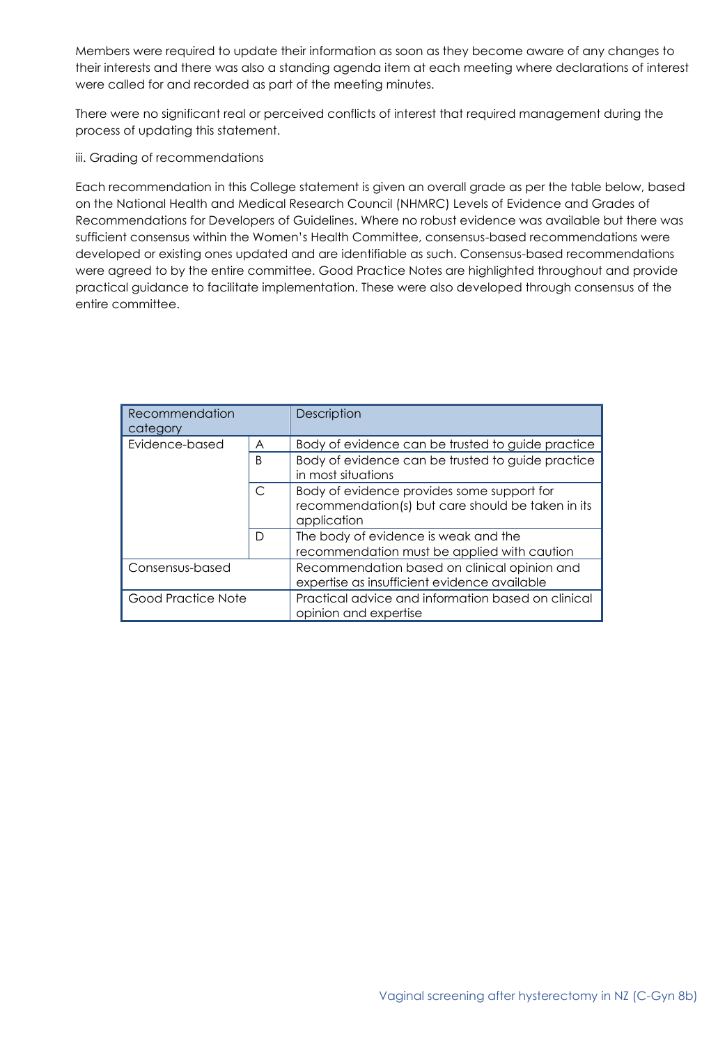Members were required to update their information as soon as they become aware of any changes to their interests and there was also a standing agenda item at each meeting where declarations of interest were called for and recorded as part of the meeting minutes.

There were no significant real or perceived conflicts of interest that required management during the process of updating this statement.

iii. Grading of recommendations

Each recommendation in this College statement is given an overall grade as per the table below, based on the National Health and Medical Research Council (NHMRC) Levels of Evidence and Grades of Recommendations for Developers of Guidelines. Where no robust evidence was available but there was sufficient consensus within the Women's Health Committee, consensus-based recommendations were developed or existing ones updated and are identifiable as such. Consensus-based recommendations were agreed to by the entire committee. Good Practice Notes are highlighted throughout and provide practical guidance to facilitate implementation. These were also developed through consensus of the entire committee.

| Recommendation category | | Description |
|---|---|---|
| Evidence-based | A | Body of evidence can be trusted to guide practice |
| | B | Body of evidence can be trusted to guide practice in most situations |
| | C | Body of evidence provides some support for recommendation(s) but care should be taken in its application |
| | D | The body of evidence is weak and the recommendation must be applied with caution |
| Consensus-based | | Recommendation based on clinical opinion and expertise as insufficient evidence available |
| Good Practice Note | | Practical advice and information based on clinical opinion and expertise |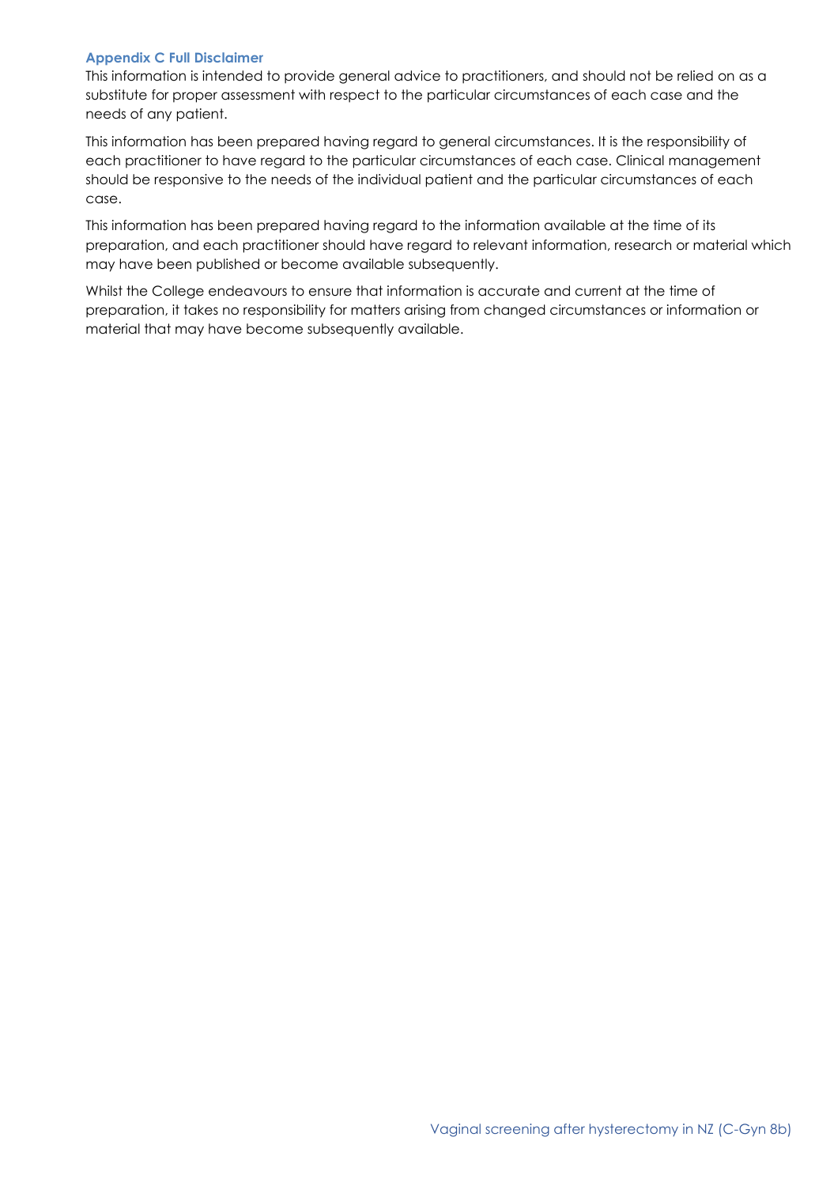### Appendix C Full Disclaimer

This information is intended to provide general advice to practitioners, and should not be relied on as a substitute for proper assessment with respect to the particular circumstances of each case and the needs of any patient.

This information has been prepared having regard to general circumstances. It is the responsibility of each practitioner to have regard to the particular circumstances of each case. Clinical management should be responsive to the needs of the individual patient and the particular circumstances of each case.

This information has been prepared having regard to the information available at the time of its preparation, and each practitioner should have regard to relevant information, research or material which may have been published or become available subsequently.

Whilst the College endeavours to ensure that information is accurate and current at the time of preparation, it takes no responsibility for matters arising from changed circumstances or information or material that may have become subsequently available.